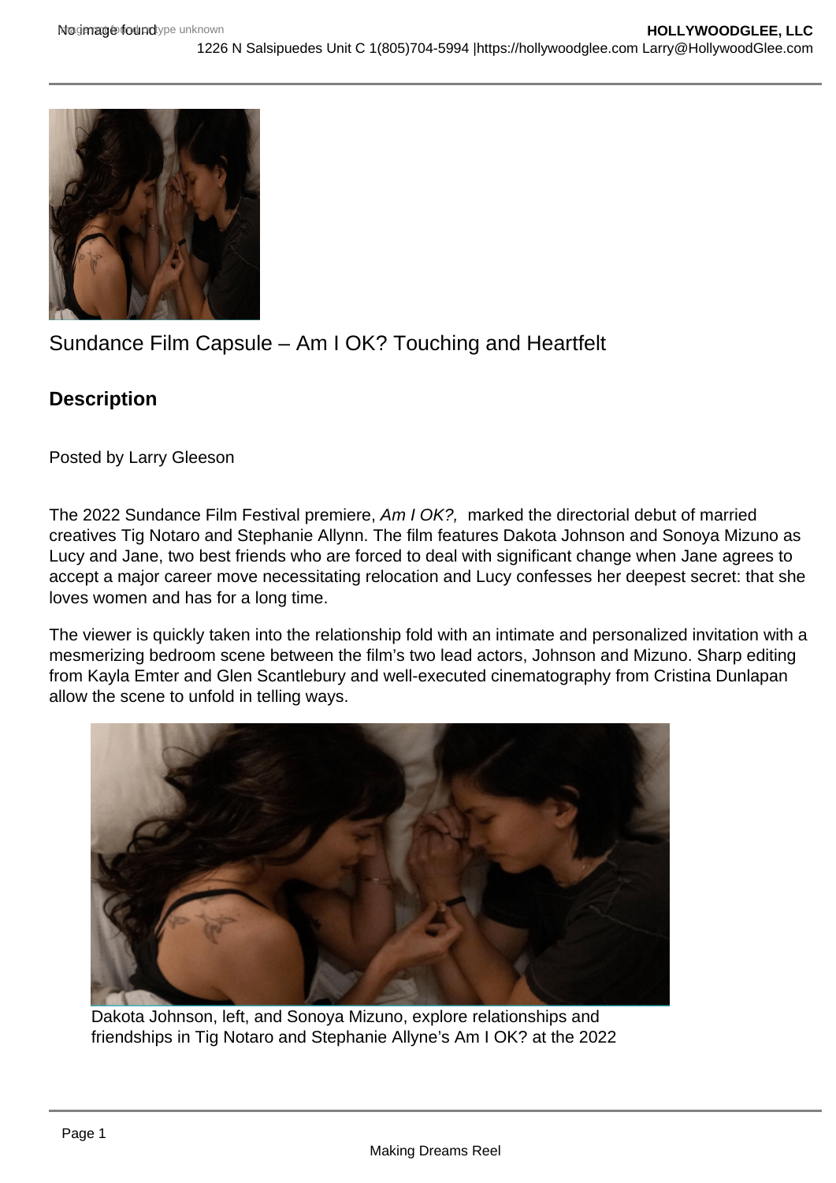# Sundance Film Capsule – Am I OK? Touching and Heartfelt

## Description

Posted by Larry Gleeson

The 2022 Sundance Film Festival premiere, *Am I OK?,* marked the directorial debut of married creatives Tig Notaro and Stephanie Allynn. The film features Dakota Johnson and Sonoya Mizuno as Lucy and Jane, two best friends who are forced to deal with significant change when Jane agrees to accept a major career move necessitating relocation and Lucy confesses her deepest secret: that she loves women and has for a long time.

The viewer is quickly taken into the relationship fold with an intimate and personalized invitation with a mesmerizing bedroom scene between the film's two lead actors, Johnson and Mizuno. Sharp editing from Kayla Emter and Glen Scantlebury and well-executed cinematography from Cristina Dunlapan allow the scene to unfold in telling ways.

Dakota Johnson, left, and Sonoya Mizuno, explore relationships and friendships in Tig Notaro and Stephanie Allyne's Am I OK? at the 2022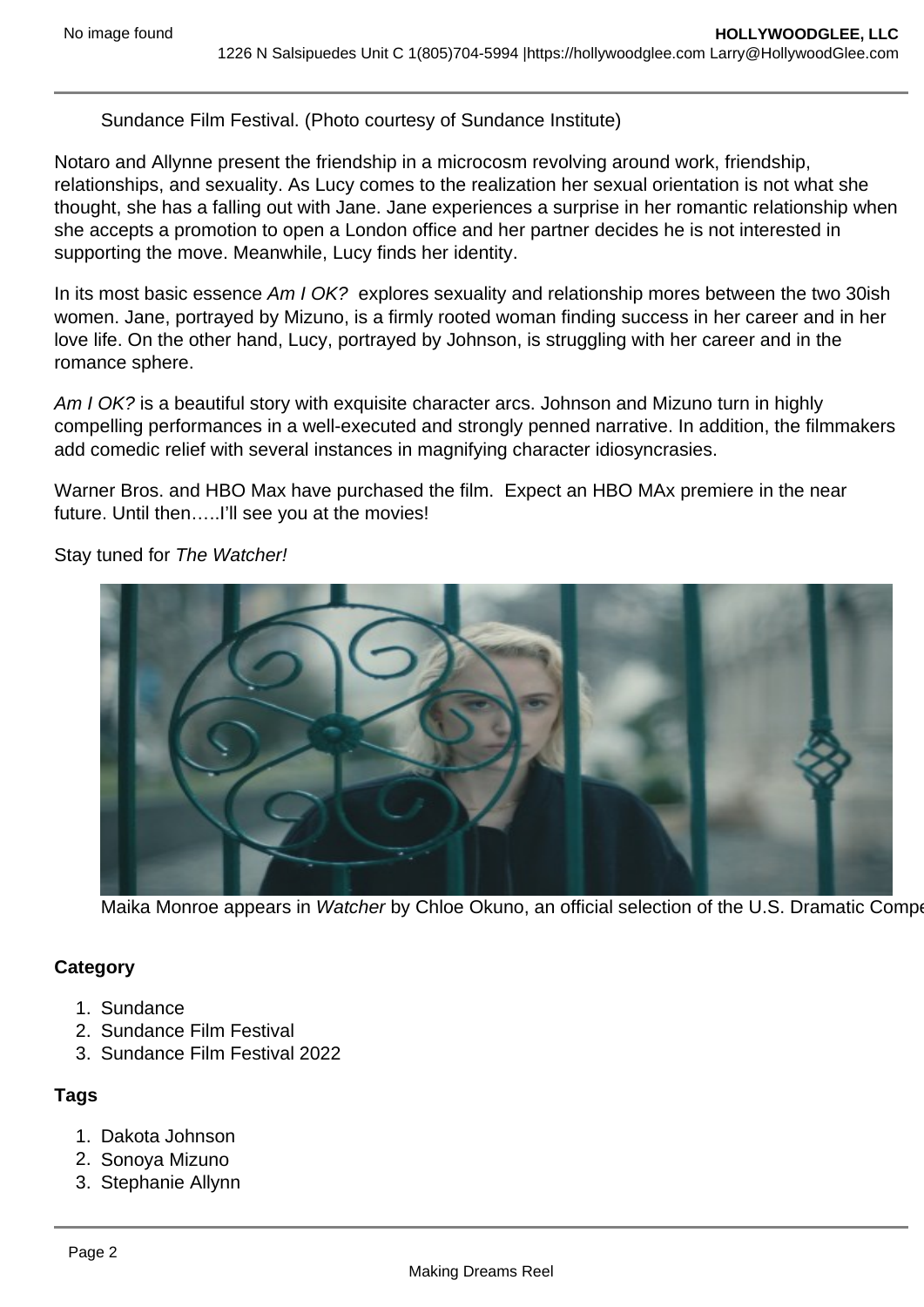Sundance Film Festival. (Photo courtesy of Sundance Institute)

Notaro and Allynne present the friendship in a microcosm revolving around work, friendship, relationships, and sexuality. As Lucy comes to the realization her sexual orientation is not what she thought, she has a falling out with Jane. Jane experiences a surprise in her romantic relationship when she accepts a promotion to open a London office and her partner decides he is not interested in supporting the move. Meanwhile, Lucy finds her identity.

In its most basic essence *Am I OK?* explores sexuality and relationship mores between the two 30ish women. Jane, portrayed by Mizuno, is a firmly rooted woman finding success in her career and in her love life. On the other hand, Lucy, portrayed by Johnson, is struggling with her career and in the romance sphere.

*Am I OK?* is a beautiful story with exquisite character arcs. Johnson and Mizuno turn in highly compelling performances in a well-executed and strongly penned narrative. In addition, the filmmakers add comedic relief with several instances in magnifying character idiosyncrasies.

Warner Bros. and HBO Max have purchased the film. Expect an HBO MAx premiere in the near future. Until then…..I'll see you at the movies!

Stay tuned for *The Watcher!*

Maika Monroe appears in *Watcher* by Chloe Okuno, an official selection of the U.S. Dramatic Compe

**Category**

1. Sundance
2. Sundance Film Festival
3. Sundance Film Festival 2022

**Tags**

1. Dakota Johnson
2. Sonoya Mizuno
3. Stephanie Allynn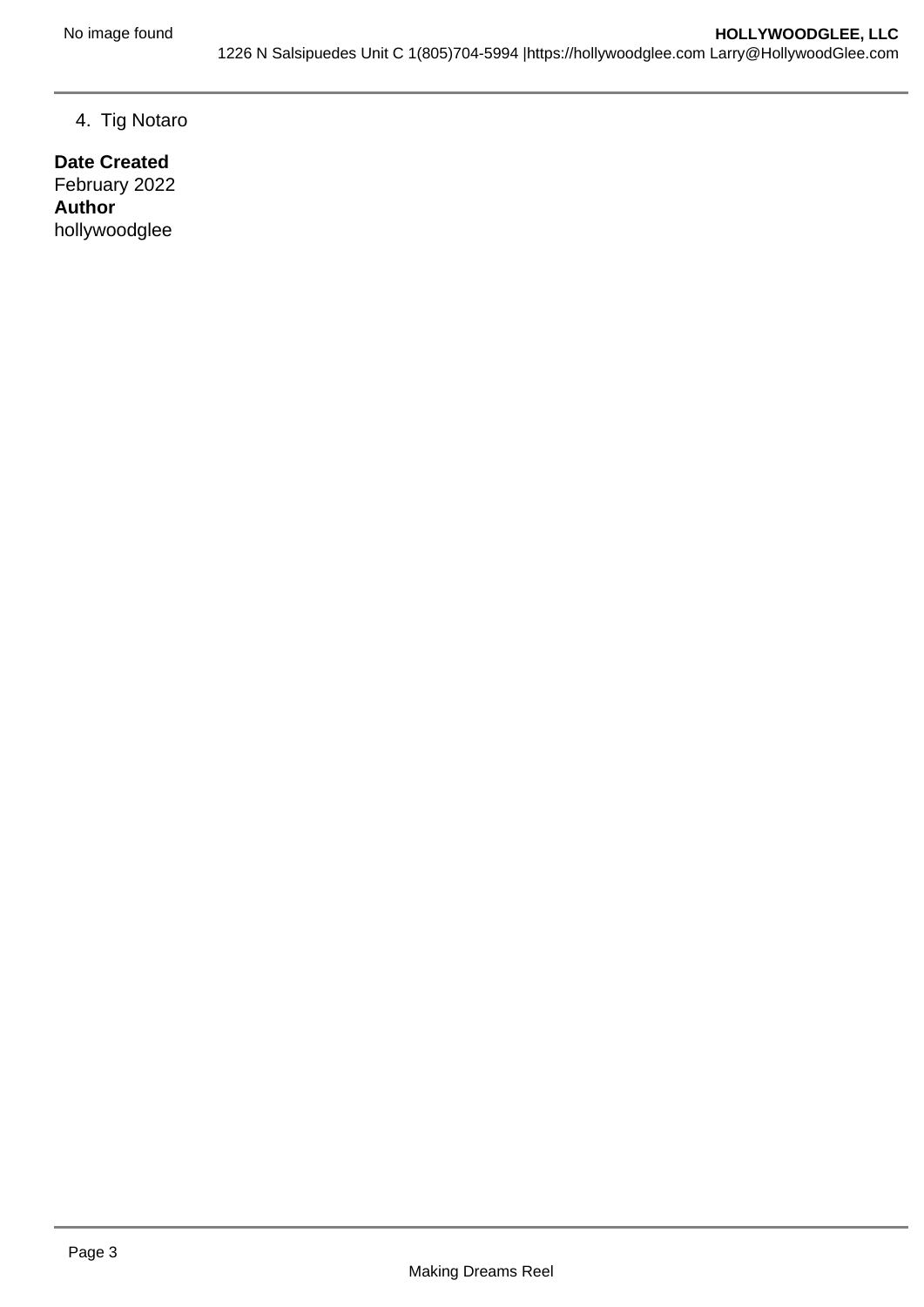4. Tig Notaro

**Date Created**
February 2022
**Author**
hollywoodglee